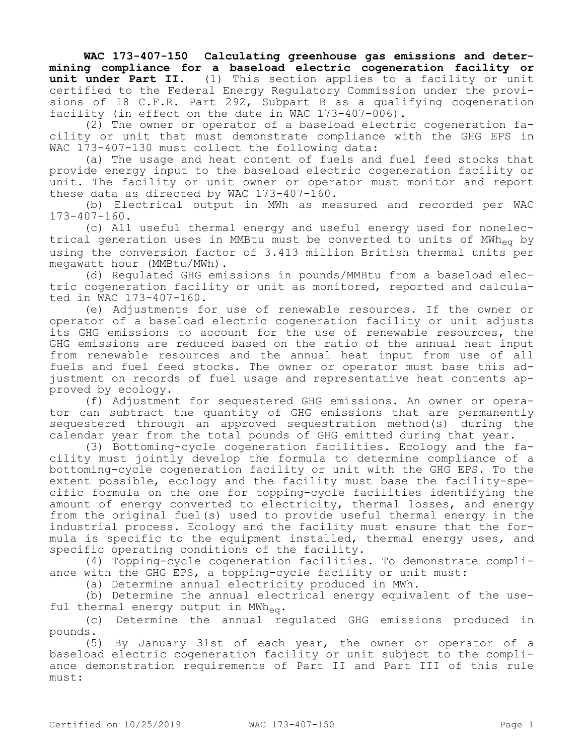**WAC 173-407-150 Calculating greenhouse gas emissions and determining compliance for a baseload electric cogeneration facility or unit under Part II.** (1) This section applies to a facility or unit certified to the Federal Energy Regulatory Commission under the provisions of 18 C.F.R. Part 292, Subpart B as a qualifying cogeneration facility (in effect on the date in WAC 173-407-006).

(2) The owner or operator of a baseload electric cogeneration facility or unit that must demonstrate compliance with the GHG EPS in WAC 173-407-130 must collect the following data:

(a) The usage and heat content of fuels and fuel feed stocks that provide energy input to the baseload electric cogeneration facility or unit. The facility or unit owner or operator must monitor and report these data as directed by WAC 173-407-160.

(b) Electrical output in MWh as measured and recorded per WAC 173-407-160.

(c) All useful thermal energy and useful energy used for nonelectrical generation uses in MMBtu must be converted to units of $MWh_{eq}$ by using the conversion factor of 3.413 million British thermal units per megawatt hour (MMBtu/MWh).

(d) Regulated GHG emissions in pounds/MMBtu from a baseload electric cogeneration facility or unit as monitored, reported and calculated in WAC 173-407-160.

(e) Adjustments for use of renewable resources. If the owner or operator of a baseload electric cogeneration facility or unit adjusts its GHG emissions to account for the use of renewable resources, the GHG emissions are reduced based on the ratio of the annual heat input from renewable resources and the annual heat input from use of all fuels and fuel feed stocks. The owner or operator must base this adjustment on records of fuel usage and representative heat contents approved by ecology.

(f) Adjustment for sequestered GHG emissions. An owner or operator can subtract the quantity of GHG emissions that are permanently sequestered through an approved sequestration method(s) during the calendar year from the total pounds of GHG emitted during that year.

(3) Bottoming-cycle cogeneration facilities. Ecology and the facility must jointly develop the formula to determine compliance of a bottoming-cycle cogeneration facility or unit with the GHG EPS. To the extent possible, ecology and the facility must base the facility-specific formula on the one for topping-cycle facilities identifying the amount of energy converted to electricity, thermal losses, and energy from the original fuel(s) used to provide useful thermal energy in the industrial process. Ecology and the facility must ensure that the formula is specific to the equipment installed, thermal energy uses, and specific operating conditions of the facility.

(4) Topping-cycle cogeneration facilities. To demonstrate compliance with the GHG EPS, a topping-cycle facility or unit must:

(a) Determine annual electricity produced in MWh.

(b) Determine the annual electrical energy equivalent of the useful thermal energy output in $MWh_{eq}$.

(c) Determine the annual regulated GHG emissions produced in pounds.

(5) By January 31st of each year, the owner or operator of a baseload electric cogeneration facility or unit subject to the compliance demonstration requirements of Part II and Part III of this rule must: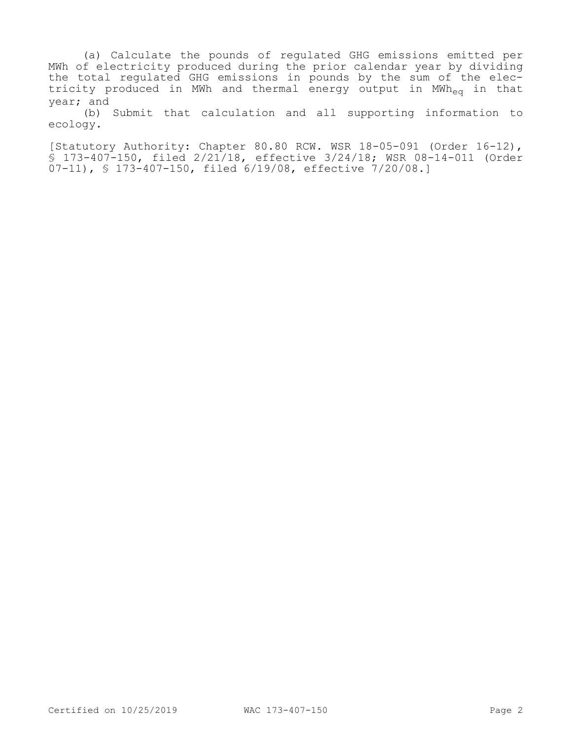(a) Calculate the pounds of regulated GHG emissions emitted per MWh of electricity produced during the prior calendar year by dividing the total regulated GHG emissions in pounds by the sum of the electricity produced in MWh and thermal energy output in $MWh_{eq}$ in that year; and

(b) Submit that calculation and all supporting information to ecology.

[Statutory Authority: Chapter 80.80 RCW. WSR 18-05-091 (Order 16-12), § 173-407-150, filed 2/21/18, effective 3/24/18; WSR 08-14-011 (Order 07-11), § 173-407-150, filed 6/19/08, effective 7/20/08.]